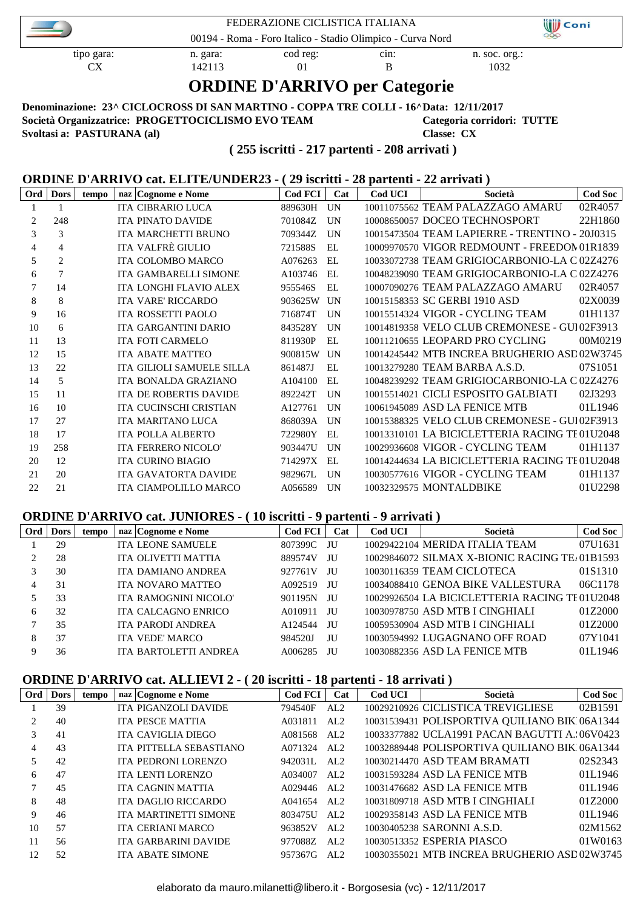FEDERAZIONE CICLISTICA ITALIANA

00194 - Roma - Foro Italico - Stadio Olimpico - Curva Nord

| tipo gara: | n. gara: | cod reg: | cin: | n. soc. org.: |
|---|---|---|---|---|
| CX | 142113 | 01 | B | 1032 |

# ORDINE D'ARRIVO per Categorie

**Denominazione: 23^ CICLOCROSS DI SAN MARTINO - COPPA TRE COLLI - 16^ Data: 12/11/2017**
**Società Organizzatrice: PROGETTOCICLISMO EVO TEAM** **Categoria corridori: TUTTE**
**Svoltasi a: PASTURANA (al)** **Classe: CX**

**( 255 iscritti - 217 partenti - 208 arrivati )**

## ORDINE D'ARRIVO cat. ELITE/UNDER23 - ( 29 iscritti - 28 partenti - 22 arrivati )

| Ord | Dors | tempo | naz | Cognome e Nome | Cod FCI | Cat | Cod UCI | Società | Cod Soc |
|---|---|---|---|---|---|---|---|---|---|
| 1 | 1 | | ITA | CIBRARIO LUCA | 889630H | UN | 10011075562 | TEAM PALAZZAGO AMARU | 02R4057 |
| 2 | 248 | | ITA | PINATO DAVIDE | 701084Z | UN | 10008650057 | DOCEO TECHNOSPORT | 22H1860 |
| 3 | 3 | | ITA | MARCHETTI BRUNO | 709344Z | UN | 10015473504 | TEAM LAPIERRE - TRENTINO - | 20J0315 |
| 4 | 4 | | ITA | VALFRÈ GIULIO | 721588S | EL | 10009970570 | VIGOR REDMOUNT - FREEDOM | 01R1839 |
| 5 | 2 | | ITA | COLOMBO MARCO | A076263 | EL | 10033072738 | TEAM GRIGIOCARBONIO-LA C | 02Z4276 |
| 6 | 7 | | ITA | GAMBARELLI SIMONE | A103746 | EL | 10048239090 | TEAM GRIGIOCARBONIO-LA C | 02Z4276 |
| 7 | 14 | | ITA | LONGHI FLAVIO ALEX | 955546S | EL | 10007090276 | TEAM PALAZZAGO AMARU | 02R4057 |
| 8 | 8 | | ITA | VARE' RICCARDO | 903625W | UN | 10015158353 | SC GERBI 1910 ASD | 02X0039 |
| 9 | 16 | | ITA | ROSSETTI PAOLO | 716874T | UN | 10015514324 | VIGOR - CYCLING TEAM | 01H1137 |
| 10 | 6 | | ITA | GARGANTINI DARIO | 843528Y | UN | 10014819358 | VELO CLUB CREMONESE - GUI | 02F3913 |
| 11 | 13 | | ITA | FOTI CARMELO | 811930P | EL | 10011210655 | LEOPARD PRO CYCLING | 00M0219 |
| 12 | 15 | | ITA | ABATE MATTEO | 900815W | UN | 10014245442 | MTB INCREA BRUGHERIO ASD | 02W3745 |
| 13 | 22 | | ITA | GILIOLI SAMUELE SILLA | 861487J | EL | 10013279280 | TEAM BARBA A.S.D. | 07S1051 |
| 14 | 5 | | ITA | BONALDA GRAZIANO | A104100 | EL | 10048239292 | TEAM GRIGIOCARBONIO-LA C | 02Z4276 |
| 15 | 11 | | ITA | DE ROBERTIS DAVIDE | 892242T | UN | 10015514021 | CICLI ESPOSITO GALBIATI | 02J3293 |
| 16 | 10 | | ITA | CUCINSCHI CRISTIAN | A127761 | UN | 10061945089 | ASD LA FENICE MTB | 01L1946 |
| 17 | 27 | | ITA | MARITANO LUCA | 868039A | UN | 10015388325 | VELO CLUB CREMONESE - GUI | 02F3913 |
| 18 | 17 | | ITA | POLLA ALBERTO | 722980Y | EL | 10013310101 | LA BICICLETTERIA RACING TE | 01U2048 |
| 19 | 258 | | ITA | FERRERO NICOLO' | 903447U | UN | 10029936608 | VIGOR - CYCLING TEAM | 01H1137 |
| 20 | 12 | | ITA | CURINO BIAGIO | 714297X | EL | 10014244634 | LA BICICLETTERIA RACING TE | 01U2048 |
| 21 | 20 | | ITA | GAVATORTA DAVIDE | 982967L | UN | 10030577616 | VIGOR - CYCLING TEAM | 01H1137 |
| 22 | 21 | | ITA | CIAMPOLILLO MARCO | A056589 | UN | 10032329575 | MONTALDBIKE | 01U2298 |

## ORDINE D'ARRIVO cat. JUNIORES - ( 10 iscritti - 9 partenti - 9 arrivati )

| Ord | Dors | tempo | naz | Cognome e Nome | Cod FCI | Cat | Cod UCI | Società | Cod Soc |
|---|---|---|---|---|---|---|---|---|---|
| 1 | 29 | | ITA | LEONE SAMUELE | 807399C | JU | 10029422104 | MERIDA ITALIA TEAM | 07U1631 |
| 2 | 28 | | ITA | OLIVETTI MATTIA | 889574V | JU | 10029846072 | SILMAX X-BIONIC RACING TEA | 01B1593 |
| 3 | 30 | | ITA | DAMIANO ANDREA | 927761V | JU | 10030116359 | TEAM CICLOTECA | 01S1310 |
| 4 | 31 | | ITA | NOVARO MATTEO | A092519 | JU | 10034088410 | GENOA BIKE VALLESTURA | 06C1178 |
| 5 | 33 | | ITA | RAMOGNINI NICOLO' | 901195N | JU | 10029926504 | LA BICICLETTERIA RACING TE | 01U2048 |
| 6 | 32 | | ITA | CALCAGNO ENRICO | A010911 | JU | 10030978750 | ASD MTB I CINGHIALI | 01Z2000 |
| 7 | 35 | | ITA | PARODI ANDREA | A124544 | JU | 10059530904 | ASD MTB I CINGHIALI | 01Z2000 |
| 8 | 37 | | ITA | VEDE' MARCO | 984520J | JU | 10030594992 | LUGAGNANO OFF ROAD | 07Y1041 |
| 9 | 36 | | ITA | BARTOLETTI ANDREA | A006285 | JU | 10030882356 | ASD LA FENICE MTB | 01L1946 |

## ORDINE D'ARRIVO cat. ALLIEVI 2 - ( 20 iscritti - 18 partenti - 18 arrivati )

| Ord | Dors | tempo | naz | Cognome e Nome | Cod FCI | Cat | Cod UCI | Società | Cod Soc |
|---|---|---|---|---|---|---|---|---|---|
| 1 | 39 | | ITA | PIGANZOLI DAVIDE | 794540F | AL2 | 10029210926 | CICLISTICA TREVIGLIESE | 02B1591 |
| 2 | 40 | | ITA | PESCE MATTIA | A031811 | AL2 | 10031539431 | POLISPORTIVA QUILIANO BIK | 06A1344 |
| 3 | 41 | | ITA | CAVIGLIA DIEGO | A081568 | AL2 | 10033377882 | UCLA1991 PACAN BAGUTTI A. | 06V0423 |
| 4 | 43 | | ITA | PITTELLA SEBASTIANO | A071324 | AL2 | 10032889448 | POLISPORTIVA QUILIANO BIK | 06A1344 |
| 5 | 42 | | ITA | PEDRONI LORENZO | 942031L | AL2 | 10030214470 | ASD TEAM BRAMATI | 02S2343 |
| 6 | 47 | | ITA | LENTI LORENZO | A034007 | AL2 | 10031593284 | ASD LA FENICE MTB | 01L1946 |
| 7 | 45 | | ITA | CAGNIN MATTIA | A029446 | AL2 | 10031476682 | ASD LA FENICE MTB | 01L1946 |
| 8 | 48 | | ITA | DAGLIO RICCARDO | A041654 | AL2 | 10031809718 | ASD MTB I CINGHIALI | 01Z2000 |
| 9 | 46 | | ITA | MARTINETTI SIMONE | 803475U | AL2 | 10029358143 | ASD LA FENICE MTB | 01L1946 |
| 10 | 57 | | ITA | CERIANI MARCO | 963852V | AL2 | 10030405238 | SARONNI A.S.D. | 02M1562 |
| 11 | 56 | | ITA | GARBARINI DAVIDE | 977088Z | AL2 | 10030513352 | ESPERIA PIASCO | 01W0163 |
| 12 | 52 | | ITA | ABATE SIMONE | 957367G | AL2 | 10030355021 | MTB INCREA BRUGHERIO ASD | 02W3745 |

elaborato da mauro.milanetti@libero.it - Borgosesia (vc) - 12/11/2017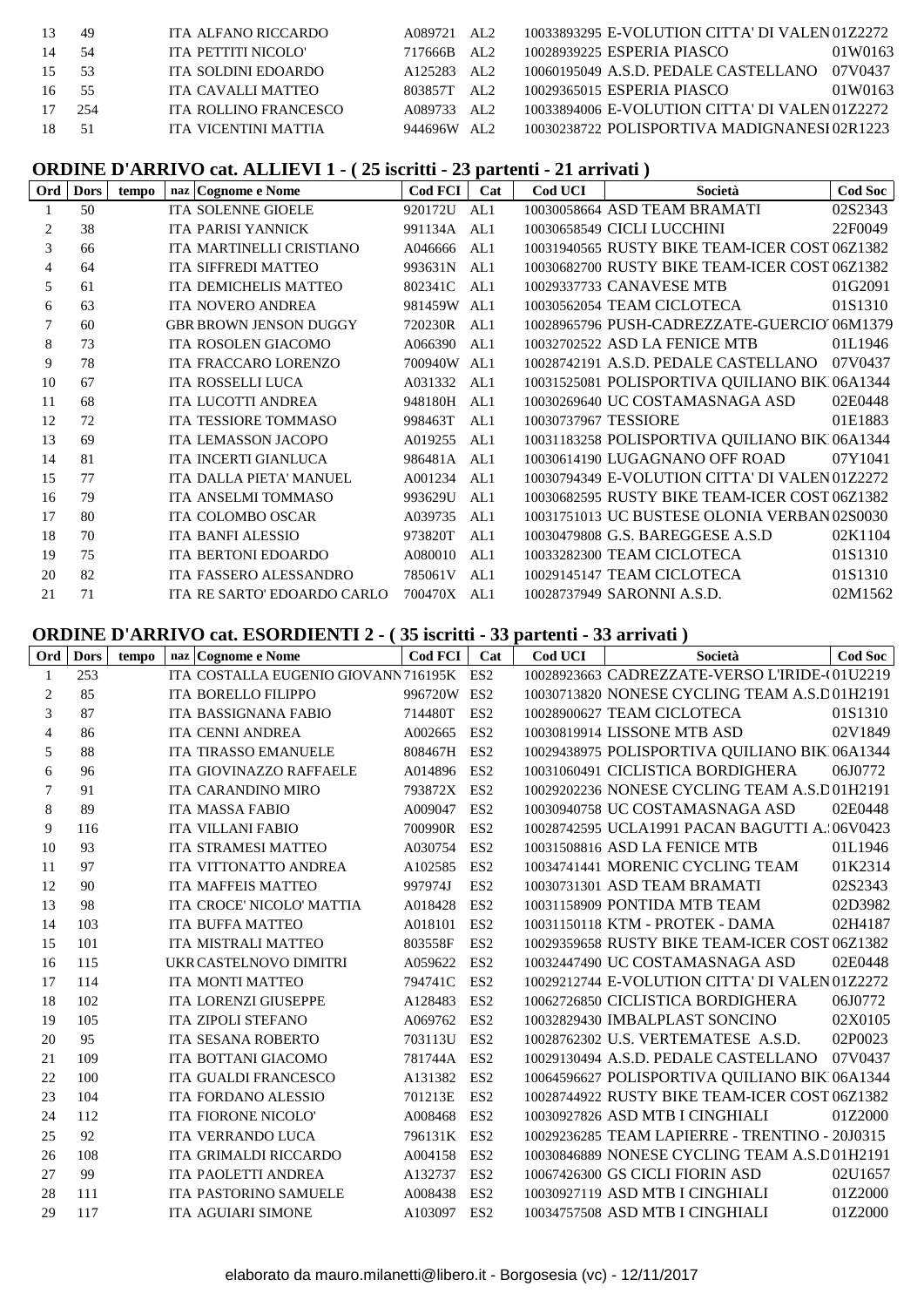| 13 | 49 | | ITA | ALFANO RICCARDO | A089721 | AL2 | 10033893295 | E-VOLUTION CITTA' DI VALEN | 01Z2272 |
|---|---|---|---|---|---|---|---|---|---|
| 14 | 54 | | ITA | PETTITI NICOLO' | 717666B | AL2 | 10028939225 | ESPERIA PIASCO | 01W0163 |
| 15 | 53 | | ITA | SOLDINI EDOARDO | A125283 | AL2 | 10060195049 | A.S.D. PEDALE CASTELLANO | 07V0437 |
| 16 | 55 | | ITA | CAVALLI MATTEO | 803857T | AL2 | 10029365015 | ESPERIA PIASCO | 01W0163 |
| 17 | 254 | | ITA | ROLLINO FRANCESCO | A089733 | AL2 | 10033894006 | E-VOLUTION CITTA' DI VALEN | 01Z2272 |
| 18 | 51 | | ITA | VICENTINI MATTIA | 944696W | AL2 | 10030238722 | POLISPORTIVA MADIGNANESI | 02R1223 |

## ORDINE D'ARRIVO cat. ALLIEVI 1 - ( 25 iscritti - 23 partenti - 21 arrivati )

| Ord | Dors | tempo | naz | Cognome e Nome | Cod FCI | Cat | Cod UCI | Società | Cod Soc |
|---|---|---|---|---|---|---|---|---|---|
| 1 | 50 | | ITA | SOLENNE GIOELE | 920172U | AL1 | 10030058664 | ASD TEAM BRAMATI | 02S2343 |
| 2 | 38 | | ITA | PARISI YANNICK | 991134A | AL1 | 10030658549 | CICLI LUCCHINI | 22F0049 |
| 3 | 66 | | ITA | MARTINELLI CRISTIANO | A046666 | AL1 | 10031940565 | RUSTY BIKE TEAM-ICER COST | 06Z1382 |
| 4 | 64 | | ITA | SIFFREDI MATTEO | 993631N | AL1 | 10030682700 | RUSTY BIKE TEAM-ICER COST | 06Z1382 |
| 5 | 61 | | ITA | DEMICHELIS MATTEO | 802341C | AL1 | 10029337733 | CANAVESE MTB | 01G2091 |
| 6 | 63 | | ITA | NOVERO ANDREA | 981459W | AL1 | 10030562054 | TEAM CICLOTECA | 01S1310 |
| 7 | 60 | | GBR | BROWN JENSON DUGGY | 720230R | AL1 | 10028965796 | PUSH-CADREZZATE-GUERCIO | 06M1379 |
| 8 | 73 | | ITA | ROSOLEN GIACOMO | A066390 | AL1 | 10032702522 | ASD LA FENICE MTB | 01L1946 |
| 9 | 78 | | ITA | FRACCARO LORENZO | 700940W | AL1 | 10028742191 | A.S.D. PEDALE CASTELLANO | 07V0437 |
| 10 | 67 | | ITA | ROSSELLI LUCA | A031332 | AL1 | 10031525081 | POLISPORTIVA QUILIANO BIK | 06A1344 |
| 11 | 68 | | ITA | LUCOTTI ANDREA | 948180H | AL1 | 10030269640 | UC COSTAMASNAGA ASD | 02E0448 |
| 12 | 72 | | ITA | TESSIORE TOMMASO | 998463T | AL1 | 10030737967 | TESSIORE | 01E1883 |
| 13 | 69 | | ITA | LEMASSON JACOPO | A019255 | AL1 | 10031183258 | POLISPORTIVA QUILIANO BIK | 06A1344 |
| 14 | 81 | | ITA | INCERTI GIANLUCA | 986481A | AL1 | 10030614190 | LUGAGNANO OFF ROAD | 07Y1041 |
| 15 | 77 | | ITA | DALLA PIETA' MANUEL | A001234 | AL1 | 10030794349 | E-VOLUTION CITTA' DI VALEN | 01Z2272 |
| 16 | 79 | | ITA | ANSELMI TOMMASO | 993629U | AL1 | 10030682595 | RUSTY BIKE TEAM-ICER COST | 06Z1382 |
| 17 | 80 | | ITA | COLOMBO OSCAR | A039735 | AL1 | 10031751013 | UC BUSTESE OLONIA VERBAN | 02S0030 |
| 18 | 70 | | ITA | BANFI ALESSIO | 973820T | AL1 | 10030479808 | G.S. BAREGGESE A.S.D | 02K1104 |
| 19 | 75 | | ITA | BERTONI EDOARDO | A080010 | AL1 | 10033282300 | TEAM CICLOTECA | 01S1310 |
| 20 | 82 | | ITA | FASSERO ALESSANDRO | 785061V | AL1 | 10029145147 | TEAM CICLOTECA | 01S1310 |
| 21 | 71 | | ITA | RE SARTO' EDOARDO CARLO | 700470X | AL1 | 10028737949 | SARONNI A.S.D. | 02M1562 |

## ORDINE D'ARRIVO cat. ESORDIENTI 2 - ( 35 iscritti - 33 partenti - 33 arrivati )

| Ord | Dors | tempo | naz | Cognome e Nome | Cod FCI | Cat | Cod UCI | Società | Cod Soc |
|---|---|---|---|---|---|---|---|---|---|
| 1 | 253 | | ITA | COSTALLA EUGENIO GIOVANN | 716195K | ES2 | 10028923663 | CADREZZATE-VERSO L'IRIDE-( | 01U2219 |
| 2 | 85 | | ITA | BORELLO FILIPPO | 996720W | ES2 | 10030713820 | NONESE CYCLING TEAM A.S.D | 01H2191 |
| 3 | 87 | | ITA | BASSIGNANA FABIO | 714480T | ES2 | 10028900627 | TEAM CICLOTECA | 01S1310 |
| 4 | 86 | | ITA | CENNI ANDREA | A002665 | ES2 | 10030819914 | LISSONE MTB ASD | 02V1849 |
| 5 | 88 | | ITA | TIRASSO EMANUELE | 808467H | ES2 | 10029438975 | POLISPORTIVA QUILIANO BIK | 06A1344 |
| 6 | 96 | | ITA | GIOVINAZZO RAFFAELE | A014896 | ES2 | 10031060491 | CICLISTICA BORDIGHERA | 06J0772 |
| 7 | 91 | | ITA | CARANDINO MIRO | 793782X | ES2 | 10029202236 | NONESE CYCLING TEAM A.S.D | 01H2191 |
| 8 | 89 | | ITA | MASSA FABIO | A009047 | ES2 | 10030940758 | UC COSTAMASNAGA ASD | 02E0448 |
| 9 | 116 | | ITA | VILLANI FABIO | 700990R | ES2 | 10028742595 | UCLA1991 PACAN BAGUTTI A.: | 06V0423 |
| 10 | 93 | | ITA | STRAMESI MATTEO | A030754 | ES2 | 10031508816 | ASD LA FENICE MTB | 01L1946 |
| 11 | 97 | | ITA | VITTONATTO ANDREA | A102585 | ES2 | 10034741441 | MORENIC CYCLING TEAM | 01K2314 |
| 12 | 90 | | ITA | MAFFEIS MATTEO | 997974J | ES2 | 10030731301 | ASD TEAM BRAMATI | 02S2343 |
| 13 | 98 | | ITA | CROCE' NICOLO' MATTIA | A018428 | ES2 | 10031158909 | PONTIDA MTB TEAM | 02D3982 |
| 14 | 103 | | ITA | BUFFA MATTEO | A018101 | ES2 | 10031150118 | KTM - PROTEK - DAMA | 02H4187 |
| 15 | 101 | | ITA | MISTRALI MATTEO | 803558F | ES2 | 10029359658 | RUSTY BIKE TEAM-ICER COST | 06Z1382 |
| 16 | 115 | | UKR | CASTELNOVO DIMITRI | A059622 | ES2 | 10032447490 | UC COSTAMASNAGA ASD | 02E0448 |
| 17 | 114 | | ITA | MONTI MATTEO | 794741C | ES2 | 10029212744 | E-VOLUTION CITTA' DI VALEN | 01Z2272 |
| 18 | 102 | | ITA | LORENZI GIUSEPPE | A128483 | ES2 | 10062726850 | CICLISTICA BORDIGHERA | 06J0772 |
| 19 | 105 | | ITA | ZIPOLI STEFANO | A069762 | ES2 | 10032829430 | IMBALPLAST SONCINO | 02X0105 |
| 20 | 95 | | ITA | SESANA ROBERTO | 703113U | ES2 | 10028762302 | U.S. VERTEMATESE A.S.D. | 02P0023 |
| 21 | 109 | | ITA | BOTTANI GIACOMO | 781744A | ES2 | 10029130494 | A.S.D. PEDALE CASTELLANO | 07V0437 |
| 22 | 100 | | ITA | GUALDI FRANCESCO | A131382 | ES2 | 10064596627 | POLISPORTIVA QUILIANO BIK | 06A1344 |
| 23 | 104 | | ITA | FORDANO ALESSIO | 701213E | ES2 | 10028744922 | RUSTY BIKE TEAM-ICER COST | 06Z1382 |
| 24 | 112 | | ITA | FIORONE NICOLO' | A008468 | ES2 | 10030927826 | ASD MTB I CINGHIALI | 01Z2000 |
| 25 | 92 | | ITA | VERRANDO LUCA | 796131K | ES2 | 10029236285 | TEAM LAPIERRE - TRENTINO - | 20J0315 |
| 26 | 108 | | ITA | GRIMALDI RICCARDO | A004158 | ES2 | 10030846889 | NONESE CYCLING TEAM A.S.D | 01H2191 |
| 27 | 99 | | ITA | PAOLETTI ANDREA | A132737 | ES2 | 10067426300 | GS CICLI FIORIN ASD | 02U1657 |
| 28 | 111 | | ITA | PASTORINO SAMUELE | A008438 | ES2 | 10030927119 | ASD MTB I CINGHIALI | 01Z2000 |
| 29 | 117 | | ITA | AGUIARI SIMONE | A103097 | ES2 | 10034757508 | ASD MTB I CINGHIALI | 01Z2000 |

elaborato da mauro.milanetti@libero.it - Borgosesia (vc) - 12/11/2017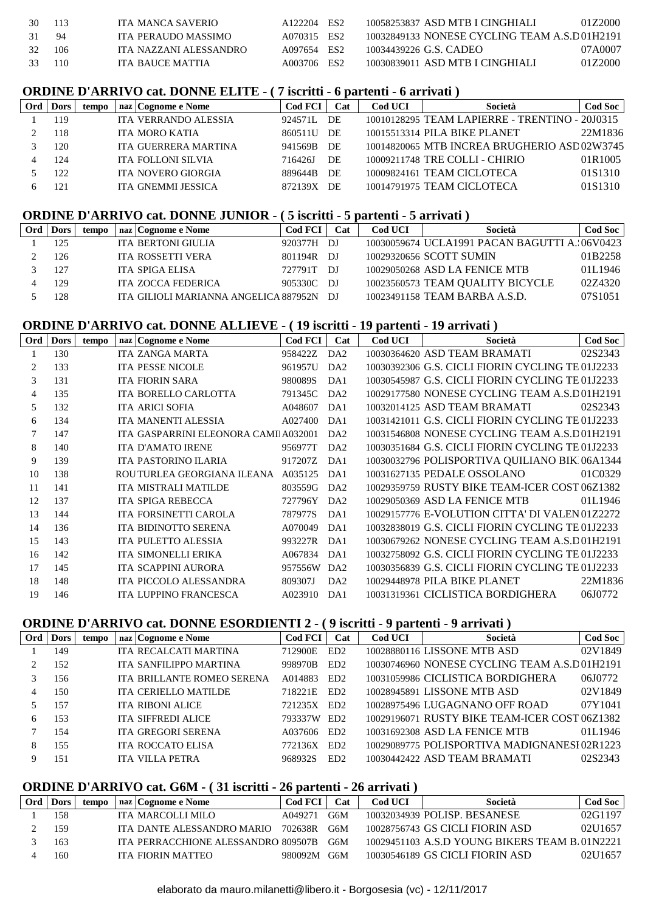| Ord | Dors | tempo | naz | Cognome e Nome | Cod FCI | Cat | Cod UCI | Società | Cod Soc |
|---|---|---|---|---|---|---|---|---|---|
| 30 | 113 | | ITA | MANCA SAVERIO | A122204 | ES2 | 10058253837 | ASD MTB I CINGHIALI | 01Z2000 |
| 31 | 94 | | ITA | PERAUDO MASSIMO | A070315 | ES2 | 10032849133 | NONESE CYCLING TEAM A.S.D | 01H2191 |
| 32 | 106 | | ITA | NAZZANI ALESSANDRO | A097654 | ES2 | 10034439226 | G.S. CADEO | 07A0007 |
| 33 | 110 | | ITA | BAUCE MATTIA | A003706 | ES2 | 10030839011 | ASD MTB I CINGHIALI | 01Z2000 |

## ORDINE D'ARRIVO cat. DONNE ELITE - ( 7 iscritti - 6 partenti - 6 arrivati )

| Ord | Dors | tempo | naz | Cognome e Nome | Cod FCI | Cat | Cod UCI | Società | Cod Soc |
|---|---|---|---|---|---|---|---|---|---|
| 1 | 119 | | ITA | VERRANDO ALESSIA | 924571L | DE | 10010128295 | TEAM LAPIERRE - TRENTINO - | 20J0315 |
| 2 | 118 | | ITA | MORO KATIA | 860511U | DE | 10015513314 | PILA BIKE PLANET | 22M1836 |
| 3 | 120 | | ITA | GUERRERA MARTINA | 941569B | DE | 10014820065 | MTB INCREA BRUGHERIO ASD | 02W3745 |
| 4 | 124 | | ITA | FOLLONI SILVIA | 716426J | DE | 10009211748 | TRE COLLI - CHIRIO | 01R1005 |
| 5 | 122 | | ITA | NOVERO GIORGIA | 889644B | DE | 10009824161 | TEAM CICLOTECA | 01S1310 |
| 6 | 121 | | ITA | GNEMMI JESSICA | 872139X | DE | 10014791975 | TEAM CICLOTECA | 01S1310 |

## ORDINE D'ARRIVO cat. DONNE JUNIOR - ( 5 iscritti - 5 partenti - 5 arrivati )

| Ord | Dors | tempo | naz | Cognome e Nome | Cod FCI | Cat | Cod UCI | Società | Cod Soc |
|---|---|---|---|---|---|---|---|---|---|
| 1 | 125 | | ITA | BERTONI GIULIA | 920377H | DJ | 10030059674 | UCLA1991 PACAN BAGUTTI A. | 06V0423 |
| 2 | 126 | | ITA | ROSSETTI VERA | 801194R | DJ | 10029320656 | SCOTT SUMIN | 01B2258 |
| 3 | 127 | | ITA | SPIGA ELISA | 727791T | DJ | 10029050268 | ASD LA FENICE MTB | 01L1946 |
| 4 | 129 | | ITA | ZOCCA FEDERICA | 905330C | DJ | 10023560573 | TEAM QUALITY BICYCLE | 02Z4320 |
| 5 | 128 | | ITA | GILIOLI MARIANNA ANGELICA | 887952N | DJ | 10023491158 | TEAM BARBA A.S.D. | 07S1051 |

## ORDINE D'ARRIVO cat. DONNE ALLIEVE - ( 19 iscritti - 19 partenti - 19 arrivati )

| Ord | Dors | tempo | naz | Cognome e Nome | Cod FCI | Cat | Cod UCI | Società | Cod Soc |
|---|---|---|---|---|---|---|---|---|---|
| 1 | 130 | | ITA | ZANGA MARTA | 958422Z | DA2 | 10030364620 | ASD TEAM BRAMATI | 02S2343 |
| 2 | 133 | | ITA | PESSE NICOLE | 961957U | DA2 | 10030392306 | G.S. CICLI FIORIN CYCLING TE | 01J2233 |
| 3 | 131 | | ITA | FIORIN SARA | 980089S | DA1 | 10030545987 | G.S. CICLI FIORIN CYCLING TE | 01J2233 |
| 4 | 135 | | ITA | BORELLO CARLOTTA | 791345C | DA2 | 10029177580 | NONESE CYCLING TEAM A.S.D | 01H2191 |
| 5 | 132 | | ITA | ARICI SOFIA | A048607 | DA1 | 10032014125 | ASD TEAM BRAMATI | 02S2343 |
| 6 | 134 | | ITA | MANENTI ALESSIA | A027400 | DA1 | 10031421011 | G.S. CICLI FIORIN CYCLING TE | 01J2233 |
| 7 | 147 | | ITA | GASPARRINI ELEONORA CAMI | A032001 | DA2 | 10031546808 | NONESE CYCLING TEAM A.S.D | 01H2191 |
| 8 | 140 | | ITA | D'AMATO IRENE | 956977T | DA2 | 10030351684 | G.S. CICLI FIORIN CYCLING TE | 01J2233 |
| 9 | 139 | | ITA | PASTORINO ILARIA | 917207Z | DA1 | 10030032796 | POLISPORTIVA QUILIANO BIK | 06A1344 |
| 10 | 138 | | ROU | TURLEA GEORGIANA ILEANA | A035125 | DA1 | 10031627135 | PEDALE OSSOLANO | 01C0329 |
| 11 | 141 | | ITA | MISTRALI MATILDE | 803559G | DA2 | 10029359759 | RUSTY BIKE TEAM-ICER COST | 06Z1382 |
| 12 | 137 | | ITA | SPIGA REBECCA | 727796Y | DA2 | 10029050369 | ASD LA FENICE MTB | 01L1946 |
| 13 | 144 | | ITA | FORSINETTI CAROLA | 787977S | DA1 | 10029157776 | E-VOLUTION CITTA' DI VALEN | 01Z2272 |
| 14 | 136 | | ITA | BIDINOTTO SERENA | A070049 | DA1 | 10032838019 | G.S. CICLI FIORIN CYCLING TE | 01J2233 |
| 15 | 143 | | ITA | PULETTO ALESSIA | 993227R | DA1 | 10030679262 | NONESE CYCLING TEAM A.S.D | 01H2191 |
| 16 | 142 | | ITA | SIMONELLI ERIKA | A067834 | DA1 | 10032758092 | G.S. CICLI FIORIN CYCLING TE | 01J2233 |
| 17 | 145 | | ITA | SCAPPINI AURORA | 957556W | DA2 | 10030356839 | G.S. CICLI FIORIN CYCLING TE | 01J2233 |
| 18 | 148 | | ITA | PICCOLO ALESSANDRA | 809307J | DA2 | 10029448978 | PILA BIKE PLANET | 22M1836 |
| 19 | 146 | | ITA | LUPPINO FRANCESCA | A023910 | DA1 | 10031319361 | CICLISTICA BORDIGHERA | 06J0772 |

## ORDINE D'ARRIVO cat. DONNE ESORDIENTI 2 - ( 9 iscritti - 9 partenti - 9 arrivati )

| Ord | Dors | tempo | naz | Cognome e Nome | Cod FCI | Cat | Cod UCI | Società | Cod Soc |
|---|---|---|---|---|---|---|---|---|---|
| 1 | 149 | | ITA | RECALCATI MARTINA | 712900E | ED2 | 10028880116 | LISSONE MTB ASD | 02V1849 |
| 2 | 152 | | ITA | SANFILIPPO MARTINA | 998970B | ED2 | 10030746960 | NONESE CYCLING TEAM A.S.D | 01H2191 |
| 3 | 156 | | ITA | BRILLANTE ROMEO SERENA | A014883 | ED2 | 10031059986 | CICLISTICA BORDIGHERA | 06J0772 |
| 4 | 150 | | ITA | CERIELLO MATILDE | 718221E | ED2 | 10028945891 | LISSONE MTB ASD | 02V1849 |
| 5 | 157 | | ITA | RIBONI ALICE | 721235X | ED2 | 10028975496 | LUGAGNANO OFF ROAD | 07Y1041 |
| 6 | 153 | | ITA | SIFFREDI ALICE | 793337W | ED2 | 10029196071 | RUSTY BIKE TEAM-ICER COST | 06Z1382 |
| 7 | 154 | | ITA | GREGORI SERENA | A037606 | ED2 | 10031692308 | ASD LA FENICE MTB | 01L1946 |
| 8 | 155 | | ITA | ROCCATO ELISA | 772136X | ED2 | 10029089775 | POLISPORTIVA MADIGNANESI | 02R1223 |
| 9 | 151 | | ITA | VILLA PETRA | 968932S | ED2 | 10030442422 | ASD TEAM BRAMATI | 02S2343 |

## ORDINE D'ARRIVO cat. G6M - ( 31 iscritti - 26 partenti - 26 arrivati )

| Ord | Dors | tempo | naz | Cognome e Nome | Cod FCI | Cat | Cod UCI | Società | Cod Soc |
|---|---|---|---|---|---|---|---|---|---|
| 1 | 158 | | ITA | MARCOLLI MILO | A049271 | G6M | 10032034939 | POLISP. BESANESE | 02G1197 |
| 2 | 159 | | ITA | DANTE ALESSANDRO MARIO | 702638R | G6M | 10028756743 | GS CICLI FIORIN ASD | 02U1657 |
| 3 | 163 | | ITA | PERRACCHIONE ALESSANDRO | 809507B | G6M | 10029451103 | A.S.D YOUNG BIKERS TEAM B. | 01N2221 |
| 4 | 160 | | ITA | FIORIN MATTEO | 980092M | G6M | 10030546189 | GS CICLI FIORIN ASD | 02U1657 |

elaborato da mauro.milanetti@libero.it - Borgosesia (vc) - 12/11/2017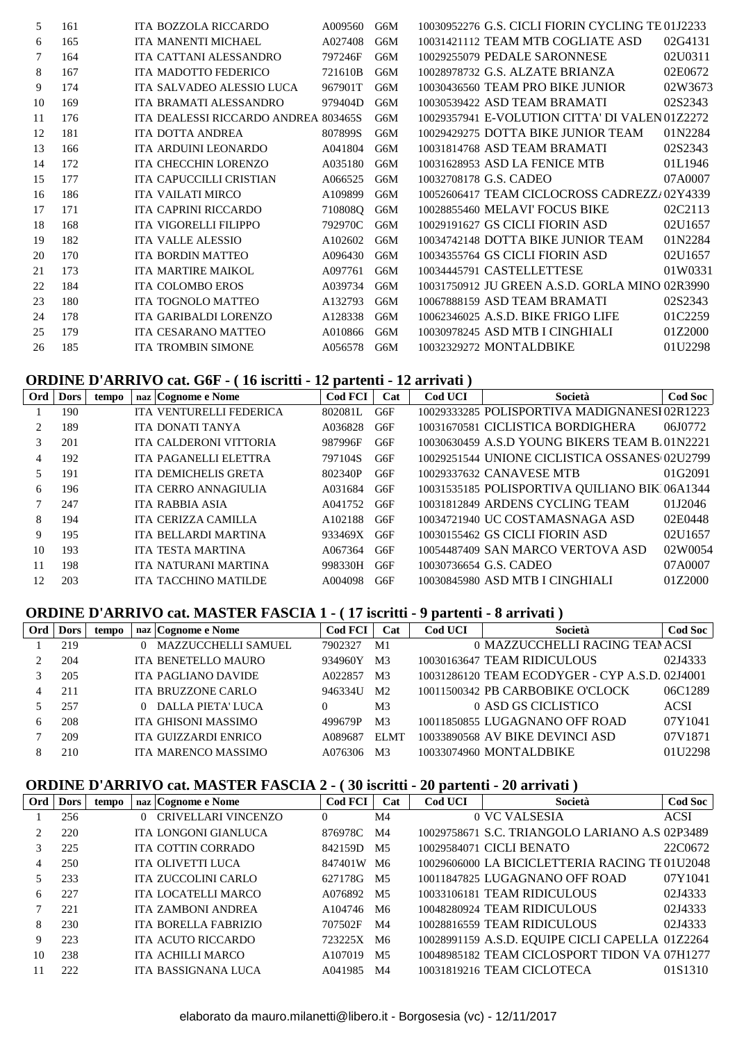| Ord | Dors | tempo | naz | Cognome e Nome | Cod FCI | Cat | Cod UCI | Società | Cod Soc |
|---|---|---|---|---|---|---|---|---|---|
| 5 | 161 | | ITA | BOZZOLA RICCARDO | A009560 | G6M | 10030952276 | G.S. CICLI FIORIN CYCLING TE | 01J2233 |
| 6 | 165 | | ITA | MANENTI MICHAEL | A027408 | G6M | 10031421112 | TEAM MTB COGLIATE ASD | 02G4131 |
| 7 | 164 | | ITA | CATTANI ALESSANDRO | 797246F | G6M | 10029255079 | PEDALE SARONNESE | 02U0311 |
| 8 | 167 | | ITA | MADOTTO FEDERICO | 721610B | G6M | 10028978732 | G.S. ALZATE BRIANZA | 02E0672 |
| 9 | 174 | | ITA | SALVADEO ALESSIO LUCA | 967901T | G6M | 10030436560 | TEAM PRO BIKE JUNIOR | 02W3673 |
| 10 | 169 | | ITA | BRAMATI ALESSANDRO | 979404D | G6M | 10030539422 | ASD TEAM BRAMATI | 02S2343 |
| 11 | 176 | | ITA | DEALESSI RICCARDO ANDREA | 803465S | G6M | 10029357941 | E-VOLUTION CITTA' DI VALEN | 01Z2272 |
| 12 | 181 | | ITA | DOTTA ANDREA | 807899S | G6M | 10029429275 | DOTTA BIKE JUNIOR TEAM | 01N2284 |
| 13 | 166 | | ITA | ARDUINI LEONARDO | A041804 | G6M | 10031814768 | ASD TEAM BRAMATI | 02S2343 |
| 14 | 172 | | ITA | CHECCHIN LORENZO | A035180 | G6M | 10031628953 | ASD LA FENICE MTB | 01L1946 |
| 15 | 177 | | ITA | CAPUCCILLI CRISTIAN | A066525 | G6M | 10032708178 | G.S. CADEO | 07A0007 |
| 16 | 186 | | ITA | VAILATI MIRCO | A109899 | G6M | 10052606417 | TEAM CICLOCROSS CADREZZ/ | 02Y4339 |
| 17 | 171 | | ITA | CAPRINI RICCARDO | 710808Q | G6M | 10028855460 | MELAVI' FOCUS BIKE | 02C2113 |
| 18 | 168 | | ITA | VIGORELLI FILIPPO | 792970C | G6M | 10029191627 | GS CICLI FIORIN ASD | 02U1657 |
| 19 | 182 | | ITA | VALLE ALESSIO | A102602 | G6M | 10034742148 | DOTTA BIKE JUNIOR TEAM | 01N2284 |
| 20 | 170 | | ITA | BORDIN MATTEO | A096430 | G6M | 10034355764 | GS CICLI FIORIN ASD | 02U1657 |
| 21 | 173 | | ITA | MARTIRE MAIKOL | A097761 | G6M | 10034445791 | CASTELLETTESE | 01W0331 |
| 22 | 184 | | ITA | COLOMBO EROS | A039734 | G6M | 10031750912 | JU GREEN A.S.D. GORLA MINO | 02R3990 |
| 23 | 180 | | ITA | TOGNOLO MATTEO | A132793 | G6M | 10067888159 | ASD TEAM BRAMATI | 02S2343 |
| 24 | 178 | | ITA | GARIBALDI LORENZO | A128338 | G6M | 10062346025 | A.S.D. BIKE FRIGO LIFE | 01C2259 |
| 25 | 179 | | ITA | CESARANO MATTEO | A010866 | G6M | 10030978245 | ASD MTB I CINGHIALI | 01Z2000 |
| 26 | 185 | | ITA | TROMBIN SIMONE | A056578 | G6M | 10032329272 | MONTALDBIKE | 01U2298 |

## ORDINE D'ARRIVO cat. G6F - ( 16 iscritti - 12 partenti - 12 arrivati )

| Ord | Dors | tempo | naz | Cognome e Nome | Cod FCI | Cat | Cod UCI | Società | Cod Soc |
|---|---|---|---|---|---|---|---|---|---|
| 1 | 190 | | ITA | VENTURELLI FEDERICA | 802081L | G6F | 10029333285 | POLISPORTIVA MADIGNANESI | 02R1223 |
| 2 | 189 | | ITA | DONATI TANYA | A036828 | G6F | 10031670581 | CICLISTICA BORDIGHERA | 06J0772 |
| 3 | 201 | | ITA | CALDERONI VITTORIA | 987996F | G6F | 10030630459 | A.S.D YOUNG BIKERS TEAM B. | 01N2221 |
| 4 | 192 | | ITA | PAGANELLI ELETTRA | 797104S | G6F | 10029251544 | UNIONE CICLISTICA OSSANES | 02U2799 |
| 5 | 191 | | ITA | DEMICHELIS GRETA | 802340P | G6F | 10029337632 | CANAVESE MTB | 01G2091 |
| 6 | 196 | | ITA | CERRO ANNAGIULIA | A031684 | G6F | 10031535185 | POLISPORTIVA QUILIANO BIK | 06A1344 |
| 7 | 247 | | ITA | RABBIA ASIA | A041752 | G6F | 10031812849 | ARDENS CYCLING TEAM | 01J2046 |
| 8 | 194 | | ITA | CERIZZA CAMILLA | A102188 | G6F | 10034721940 | UC COSTAMASNAGA ASD | 02E0448 |
| 9 | 195 | | ITA | BELLARDI MARTINA | 933469X | G6F | 10030155462 | GS CICLI FIORIN ASD | 02U1657 |
| 10 | 193 | | ITA | TESTA MARTINA | A067364 | G6F | 10054487409 | SAN MARCO VERTOVA ASD | 02W0054 |
| 11 | 198 | | ITA | NATURANI MARTINA | 998330H | G6F | 10030736654 | G.S. CADEO | 07A0007 |
| 12 | 203 | | ITA | TACCHINO MATILDE | A004098 | G6F | 10030845980 | ASD MTB I CINGHIALI | 01Z2000 |

## ORDINE D'ARRIVO cat. MASTER FASCIA 1 - ( 17 iscritti - 9 partenti - 8 arrivati )

| Ord | Dors | tempo | naz | Cognome e Nome | Cod FCI | Cat | Cod UCI | Società | Cod Soc |
|---|---|---|---|---|---|---|---|---|---|
| 1 | 219 | | 0 | MAZZUCCHELLI SAMUEL | 7902327 | M1 | 0 | MAZZUCCHELLI RACING TEAM | ACSI |
| 2 | 204 | | ITA | BENETELLO MAURO | 934960Y | M3 | 10030163647 | TEAM RIDICULOUS | 02J4333 |
| 3 | 205 | | ITA | PAGLIANO DAVIDE | A022857 | M3 | 10031286120 | TEAM ECODYGER - CYP A.S.D. | 02J4001 |
| 4 | 211 | | ITA | BRUZZONE CARLO | 946334U | M2 | 10011500342 | PB CARBOBIKE O'CLOCK | 06C1289 |
| 5 | 257 | | 0 | DALLA PIETA' LUCA | 0 | M3 | 0 | ASD GS CICLISTICO | ACSI |
| 6 | 208 | | ITA | GHISONI MASSIMO | 499679P | M3 | 10011850855 | LUGAGNANO OFF ROAD | 07Y1041 |
| 7 | 209 | | ITA | GUIZZARDI ENRICO | A089687 | ELMT | 10033890568 | AV BIKE DEVINCI ASD | 07V1871 |
| 8 | 210 | | ITA | MARENCO MASSIMO | A076306 | M3 | 10033074960 | MONTALDBIKE | 01U2298 |

## ORDINE D'ARRIVO cat. MASTER FASCIA 2 - ( 30 iscritti - 20 partenti - 20 arrivati )

| Ord | Dors | tempo | naz | Cognome e Nome | Cod FCI | Cat | Cod UCI | Società | Cod Soc |
|---|---|---|---|---|---|---|---|---|---|
| 1 | 256 | | 0 | CRIVELLARI VINCENZO | 0 | M4 | 0 | VC VALSESIA | ACSI |
| 2 | 220 | | ITA | LONGONI GIANLUCA | 876978C | M4 | 10029758671 | S.C. TRIANGOLO LARIANO A.S | 02P3489 |
| 3 | 225 | | ITA | COTTIN CORRADO | 842159D | M5 | 10029584071 | CICLI BENATO | 22C0672 |
| 4 | 250 | | ITA | OLIVETTI LUCA | 847401W | M6 | 10029606000 | LA BICICLETTERIA RACING TE | 01U2048 |
| 5 | 233 | | ITA | ZUCCOLINI CARLO | 627178G | M5 | 10011847825 | LUGAGNANO OFF ROAD | 07Y1041 |
| 6 | 227 | | ITA | LOCATELLI MARCO | A076892 | M5 | 10033106181 | TEAM RIDICULOUS | 02J4333 |
| 7 | 221 | | ITA | ZAMBONI ANDREA | A104746 | M6 | 10048280924 | TEAM RIDICULOUS | 02J4333 |
| 8 | 230 | | ITA | BORELLA FABRIZIO | 707502F | M4 | 10028816559 | TEAM RIDICULOUS | 02J4333 |
| 9 | 223 | | ITA | ACUTO RICCARDO | 723225X | M6 | 10028991159 | A.S.D. EQUIPE CICLI CAPELLA | 01Z2264 |
| 10 | 238 | | ITA | ACHILLI MARCO | A107019 | M5 | 10048985182 | TEAM CICLOSPORT TIDON VA | 07H1277 |
| 11 | 222 | | ITA | BASSIGNANA LUCA | A041985 | M4 | 10031819216 | TEAM CICLOTECA | 01S1310 |

elaborato da mauro.milanetti@libero.it - Borgosesia (vc) - 12/11/2017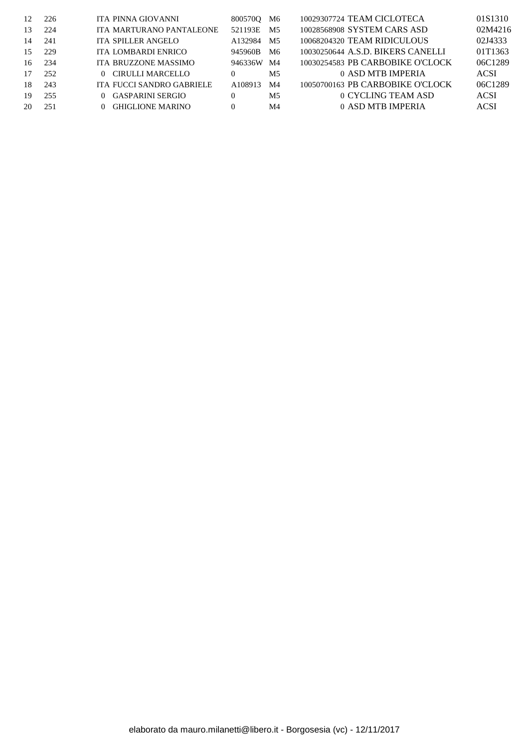| | | | | | | | | |
|---|---|---|---|---|---|---|---|---|
| 12 | 226 | ITA | PINNA GIOVANNI | 800570Q | M6 | 10029307724 | TEAM CICLOTECA | 01S1310 |
| 13 | 224 | ITA | MARTURANO PANTALEONE | 521193E | M5 | 10028568908 | SYSTEM CARS ASD | 02M4216 |
| 14 | 241 | ITA | SPILLER ANGELO | A132984 | M5 | 10068204320 | TEAM RIDICULOUS | 02J4333 |
| 15 | 229 | ITA | LOMBARDI ENRICO | 945960B | M6 | 10030250644 | A.S.D. BIKERS CANELLI | 01T1363 |
| 16 | 234 | ITA | BRUZZONE MASSIMO | 946336W | M4 | 10030254583 | PB CARBOBIKE O'CLOCK | 06C1289 |
| 17 | 252 | 0 | CIRULLI MARCELLO | 0 | M5 | 0 | ASD MTB IMPERIA | ACSI |
| 18 | 243 | ITA | FUCCI SANDRO GABRIELE | A108913 | M4 | 10050700163 | PB CARBOBIKE O'CLOCK | 06C1289 |
| 19 | 255 | 0 | GASPARINI SERGIO | 0 | M5 | 0 | CYCLING TEAM ASD | ACSI |
| 20 | 251 | 0 | GHIGLIONE MARINO | 0 | M4 | 0 | ASD MTB IMPERIA | ACSI |

elaborato da mauro.milanetti@libero.it - Borgosesia (vc) - 12/11/2017